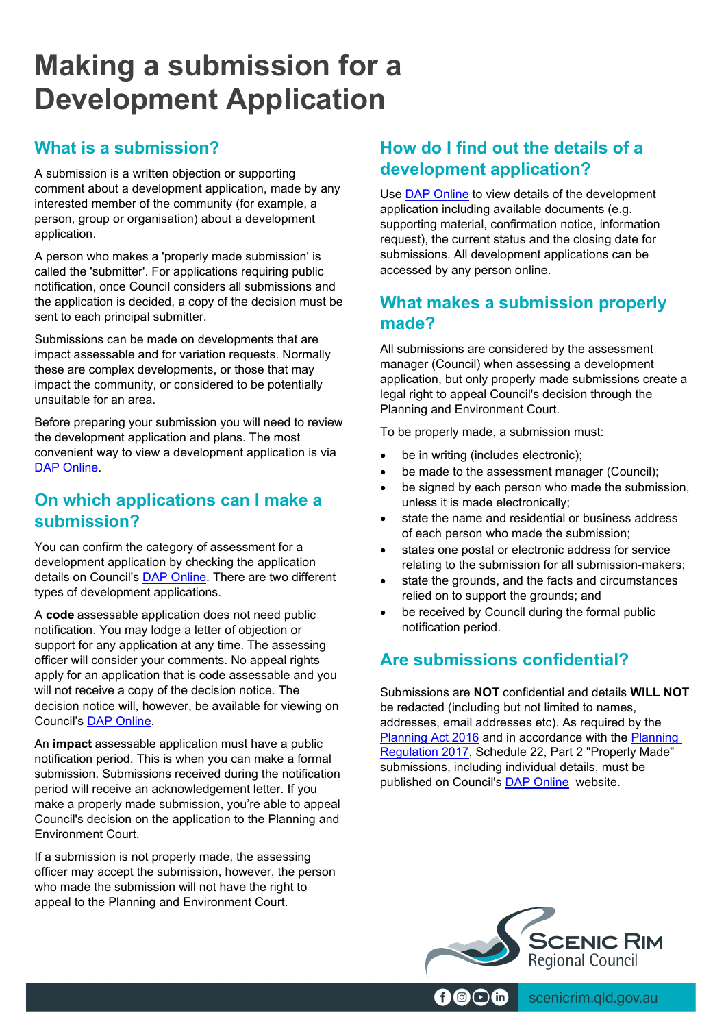# Making a submission for a Development Application

## What is a submission?

A submission is a written objection or supporting comment about a development application, made by any interested member of the community (for example, a person, group or organisation) about a development application.

A person who makes a 'properly made submission' is called the 'submitter'. For applications requiring public notification, once Council considers all submissions and the application is decided, a copy of the decision must be sent to each principal submitter.

Submissions can be made on developments that are impact assessable and for variation requests. Normally these are complex developments, or those that may impact the community, or considered to be potentially unsuitable for an area.

Before preparing your submission you will need to review the development application and plans. The most convenient way to view a development application is via DAP Online.

## On which applications can I make a submission?

You can confirm the category of assessment for a development application by checking the application details on Council's DAP Online. There are two different types of development applications.

A **code** assessable application does not need public notification. You may lodge a letter of objection or support for any application at any time. The assessing officer will consider your comments. No appeal rights apply for an application that is code assessable and you will not receive a copy of the decision notice. The decision notice will, however, be available for viewing on Council's DAP Online.

An **impact** assessable application must have a public notification period. This is when you can make a formal submission. Submissions received during the notification period will receive an acknowledgement letter. If you make a properly made submission, you're able to appeal Council's decision on the application to the Planning and Environment Court.

If a submission is not properly made, the assessing officer may accept the submission, however, the person who made the submission will not have the right to appeal to the Planning and Environment Court.

## How do I find out the details of a development application?

Use DAP Online to view details of the development application including available documents (e.g. supporting material, confirmation notice, information request), the current status and the closing date for submissions. All development applications can be accessed by any person online.

## What makes a submission properly made?

All submissions are considered by the assessment manager (Council) when assessing a development application, but only properly made submissions create a legal right to appeal Council's decision through the Planning and Environment Court.

To be properly made, a submission must:

- be in writing (includes electronic);
- be made to the assessment manager (Council);
- be signed by each person who made the submission, unless it is made electronically;
- state the name and residential or business address of each person who made the submission;
- states one postal or electronic address for service relating to the submission for all submission-makers;
- state the grounds, and the facts and circumstances relied on to support the grounds; and
- be received by Council during the formal public notification period.

## Are submissions confidential?

Submissions are **NOT** confidential and details **WILL NOT** be redacted (including but not limited to names, addresses, email addresses etc). As required by the Planning Act 2016 and in accordance with the Planning Regulation 2017, Schedule 22, Part 2 "Properly Made" submissions, including individual details, must be published on Council's DAP Online website.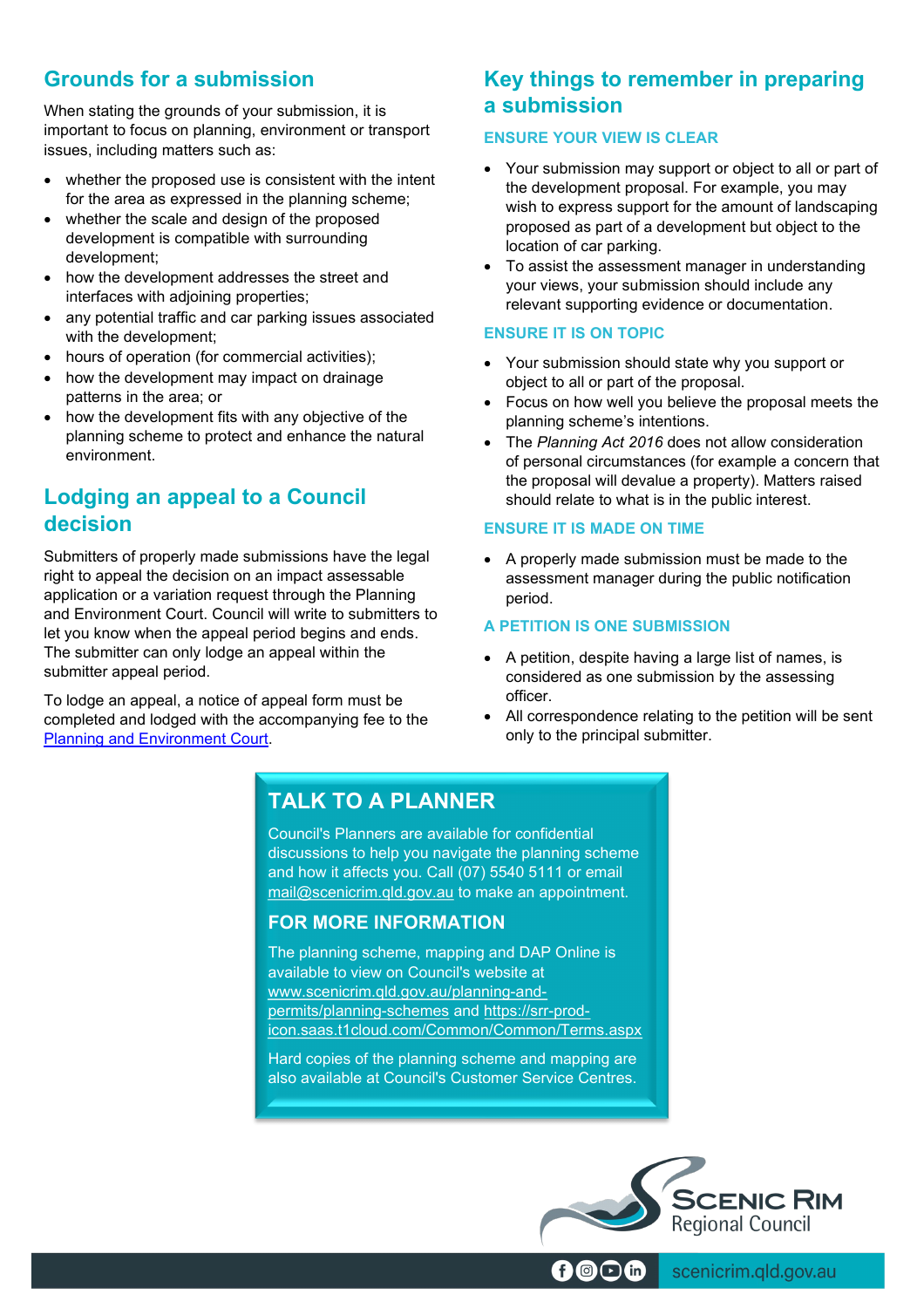## Grounds for a submission

When stating the grounds of your submission, it is important to focus on planning, environment or transport issues, including matters such as:

- whether the proposed use is consistent with the intent for the area as expressed in the planning scheme;
- whether the scale and design of the proposed development is compatible with surrounding development;
- how the development addresses the street and interfaces with adjoining properties;
- any potential traffic and car parking issues associated with the development;
- hours of operation (for commercial activities);
- how the development may impact on drainage patterns in the area; or
- how the development fits with any objective of the planning scheme to protect and enhance the natural environment.

## Lodging an appeal to a Council decision

Submitters of properly made submissions have the legal right to appeal the decision on an impact assessable application or a variation request through the Planning and Environment Court. Council will write to submitters to let you know when the appeal period begins and ends. The submitter can only lodge an appeal within the submitter appeal period.

To lodge an appeal, a notice of appeal form must be completed and lodged with the accompanying fee to the Planning and Environment Court.

## Key things to remember in preparing a submission

### ENSURE YOUR VIEW IS CLEAR

- Your submission may support or object to all or part of the development proposal. For example, you may wish to express support for the amount of landscaping proposed as part of a development but object to the location of car parking.
- To assist the assessment manager in understanding your views, your submission should include any relevant supporting evidence or documentation.

### ENSURE IT IS ON TOPIC

- Your submission should state why you support or object to all or part of the proposal.
- Focus on how well you believe the proposal meets the planning scheme's intentions.
- The *Planning Act 2016* does not allow consideration of personal circumstances (for example a concern that the proposal will devalue a property). Matters raised should relate to what is in the public interest.

### ENSURE IT IS MADE ON TIME

- A properly made submission must be made to the assessment manager during the public notification period.

### A PETITION IS ONE SUBMISSION

- A petition, despite having a large list of names, is considered as one submission by the assessing officer.
- All correspondence relating to the petition will be sent only to the principal submitter.

## TALK TO A PLANNER

Council's Planners are available for confidential discussions to help you navigate the planning scheme and how it affects you. Call (07) 5540 5111 or email mail@scenicrim.qld.gov.au to make an appointment.

## FOR MORE INFORMATION

The planning scheme, mapping and DAP Online is available to view on Council's website at www.scenicrim.qld.gov.au/planning-and-permits/planning-schemes and https://srr-prod-icon.saas.t1cloud.com/Common/Common/Terms.aspx

Hard copies of the planning scheme and mapping are also available at Council's Customer Service Centres.

Scenic Rim Regional Council

scenicrim.qld.gov.au